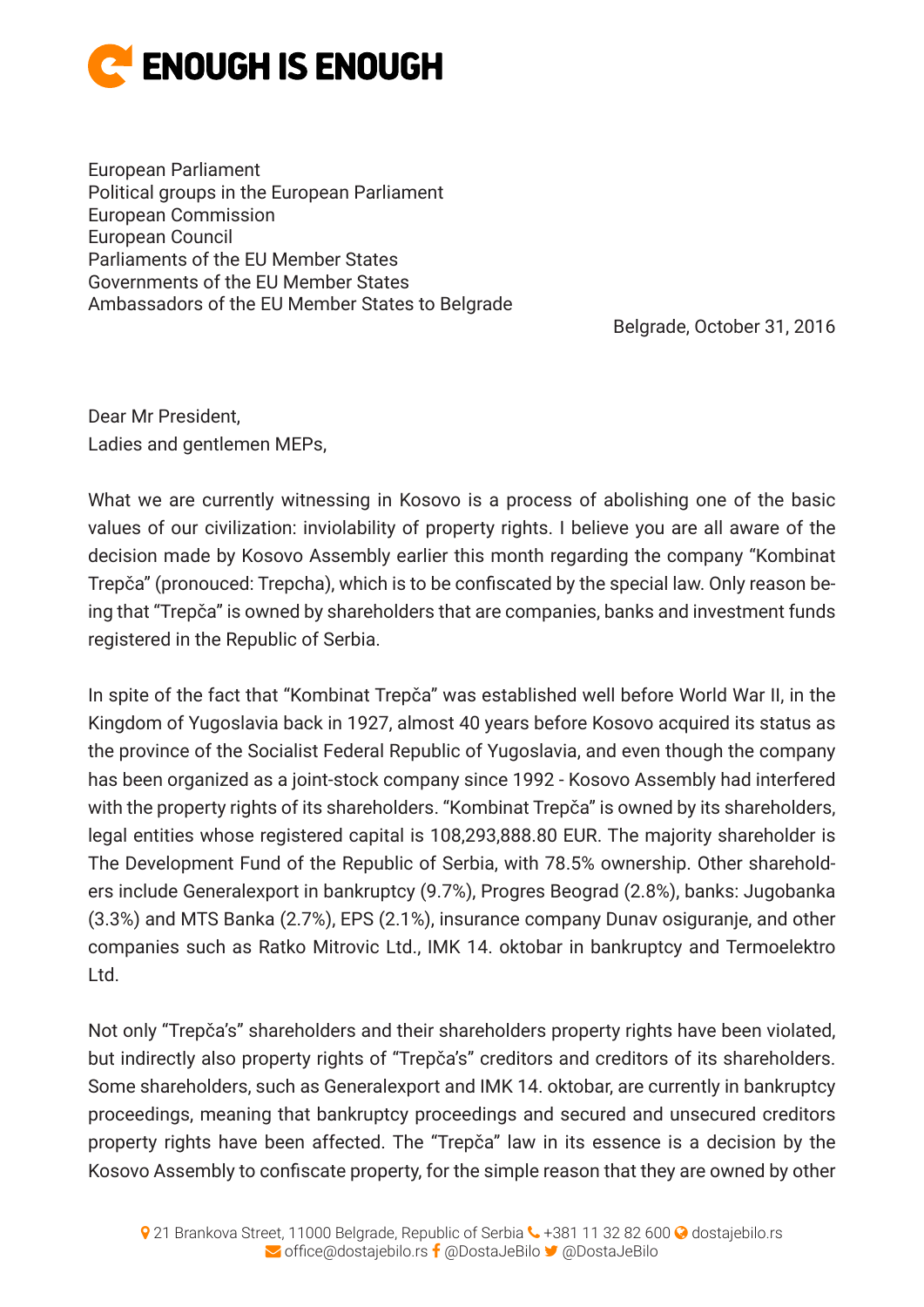# ENOUGH IS ENOUGH

European Parliament
Political groups in the European Parliament
European Commission
European Council
Parliaments of the EU Member States
Governments of the EU Member States
Ambassadors of the EU Member States to Belgrade

Belgrade, October 31, 2016

Dear Mr President,
Ladies and gentlemen MEPs,

What we are currently witnessing in Kosovo is a process of abolishing one of the basic values of our civilization: inviolability of property rights. I believe you are all aware of the decision made by Kosovo Assembly earlier this month regarding the company "Kombinat Trepča" (pronouced: Trepcha), which is to be confiscated by the special law. Only reason being that "Trepča" is owned by shareholders that are companies, banks and investment funds registered in the Republic of Serbia.

In spite of the fact that "Kombinat Trepča" was established well before World War II, in the Kingdom of Yugoslavia back in 1927, almost 40 years before Kosovo acquired its status as the province of the Socialist Federal Republic of Yugoslavia, and even though the company has been organized as a joint-stock company since 1992 - Kosovo Assembly had interfered with the property rights of its shareholders. "Kombinat Trepča" is owned by its shareholders, legal entities whose registered capital is 108,293,888.80 EUR. The majority shareholder is The Development Fund of the Republic of Serbia, with 78.5% ownership. Other shareholders include Generalexport in bankruptcy (9.7%), Progres Beograd (2.8%), banks: Jugobanka (3.3%) and MTS Banka (2.7%), EPS (2.1%), insurance company Dunav osiguranje, and other companies such as Ratko Mitrovic Ltd., IMK 14. oktobar in bankruptcy and Termoelektro Ltd.

Not only "Trepča's" shareholders and their shareholders property rights have been violated, but indirectly also property rights of "Trepča's" creditors and creditors of its shareholders. Some shareholders, such as Generalexport and IMK 14. oktobar, are currently in bankruptcy proceedings, meaning that bankruptcy proceedings and secured and unsecured creditors property rights have been affected. The "Trepča" law in its essence is a decision by the Kosovo Assembly to confiscate property, for the simple reason that they are owned by other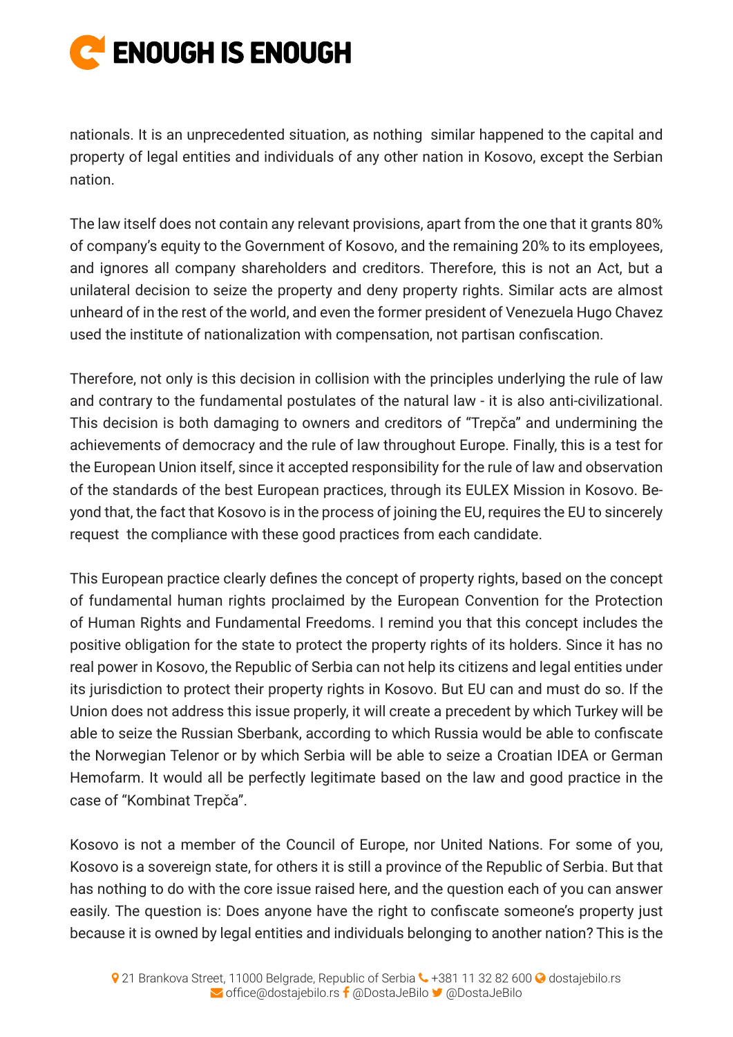nationals. It is an unprecedented situation, as nothing similar happened to the capital and property of legal entities and individuals of any other nation in Kosovo, except the Serbian nation.

The law itself does not contain any relevant provisions, apart from the one that it grants 80% of company's equity to the Government of Kosovo, and the remaining 20% to its employees, and ignores all company shareholders and creditors. Therefore, this is not an Act, but a unilateral decision to seize the property and deny property rights. Similar acts are almost unheard of in the rest of the world, and even the former president of Venezuela Hugo Chavez used the institute of nationalization with compensation, not partisan confiscation.

Therefore, not only is this decision in collision with the principles underlying the rule of law and contrary to the fundamental postulates of the natural law - it is also anti-civilizational. This decision is both damaging to owners and creditors of "Trepča" and undermining the achievements of democracy and the rule of law throughout Europe. Finally, this is a test for the European Union itself, since it accepted responsibility for the rule of law and observation of the standards of the best European practices, through its EULEX Mission in Kosovo. Beyond that, the fact that Kosovo is in the process of joining the EU, requires the EU to sincerely request the compliance with these good practices from each candidate.

This European practice clearly defines the concept of property rights, based on the concept of fundamental human rights proclaimed by the European Convention for the Protection of Human Rights and Fundamental Freedoms. I remind you that this concept includes the positive obligation for the state to protect the property rights of its holders. Since it has no real power in Kosovo, the Republic of Serbia can not help its citizens and legal entities under its jurisdiction to protect their property rights in Kosovo. But EU can and must do so. If the Union does not address this issue properly, it will create a precedent by which Turkey will be able to seize the Russian Sberbank, according to which Russia would be able to confiscate the Norwegian Telenor or by which Serbia will be able to seize a Croatian IDEA or German Hemofarm. It would all be perfectly legitimate based on the law and good practice in the case of "Kombinat Trepča".

Kosovo is not a member of the Council of Europe, nor United Nations. For some of you, Kosovo is a sovereign state, for others it is still a province of the Republic of Serbia. But that has nothing to do with the core issue raised here, and the question each of you can answer easily. The question is: Does anyone have the right to confiscate someone's property just because it is owned by legal entities and individuals belonging to another nation? This is the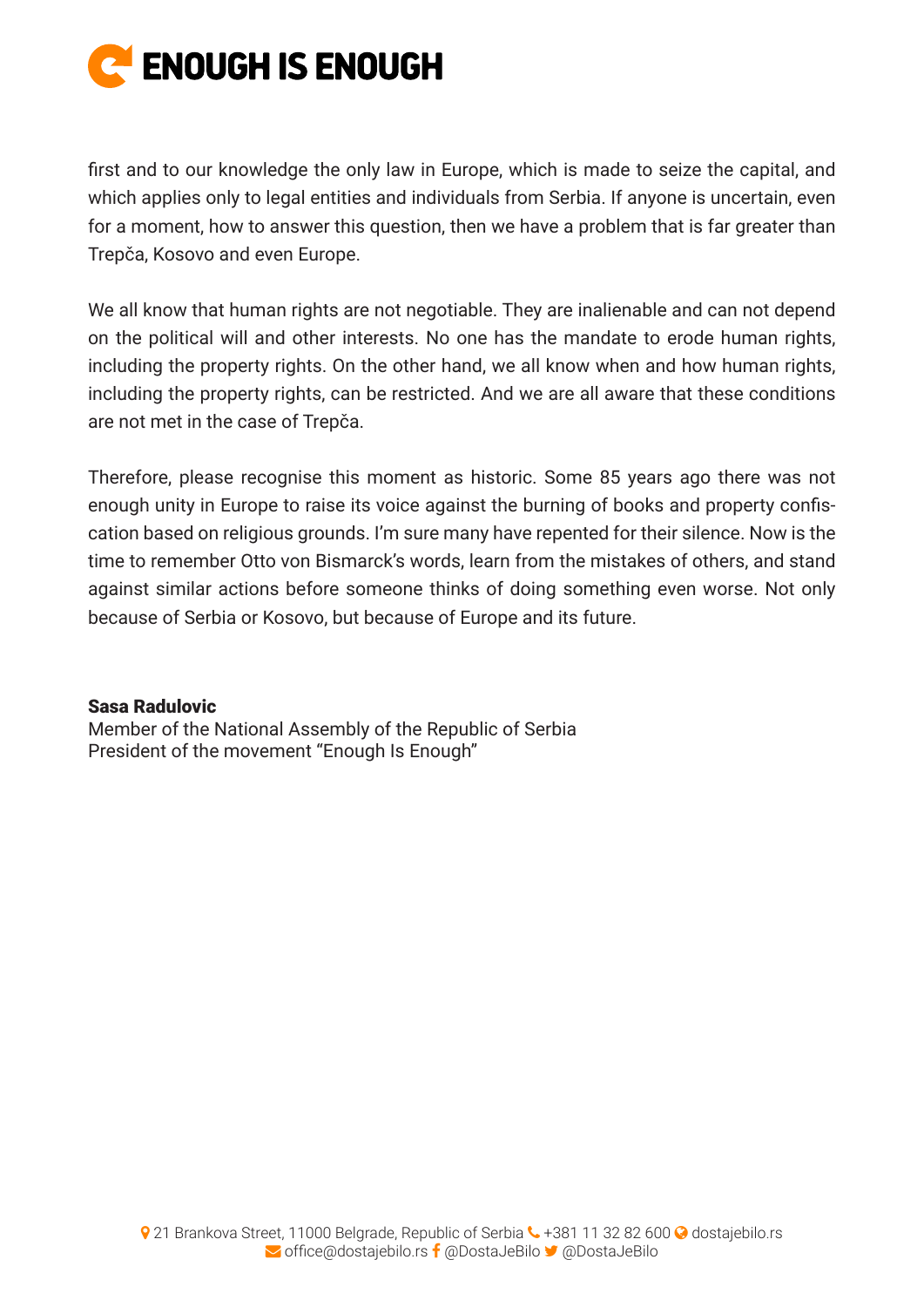first and to our knowledge the only law in Europe, which is made to seize the capital, and which applies only to legal entities and individuals from Serbia. If anyone is uncertain, even for a moment, how to answer this question, then we have a problem that is far greater than Trepča, Kosovo and even Europe.

We all know that human rights are not negotiable. They are inalienable and can not depend on the political will and other interests. No one has the mandate to erode human rights, including the property rights. On the other hand, we all know when and how human rights, including the property rights, can be restricted. And we are all aware that these conditions are not met in the case of Trepča.

Therefore, please recognise this moment as historic. Some 85 years ago there was not enough unity in Europe to raise its voice against the burning of books and property confiscation based on religious grounds. I'm sure many have repented for their silence. Now is the time to remember Otto von Bismarck's words, learn from the mistakes of others, and stand against similar actions before someone thinks of doing something even worse. Not only because of Serbia or Kosovo, but because of Europe and its future.

**Sasa Radulovic**
Member of the National Assembly of the Republic of Serbia
President of the movement "Enough Is Enough"